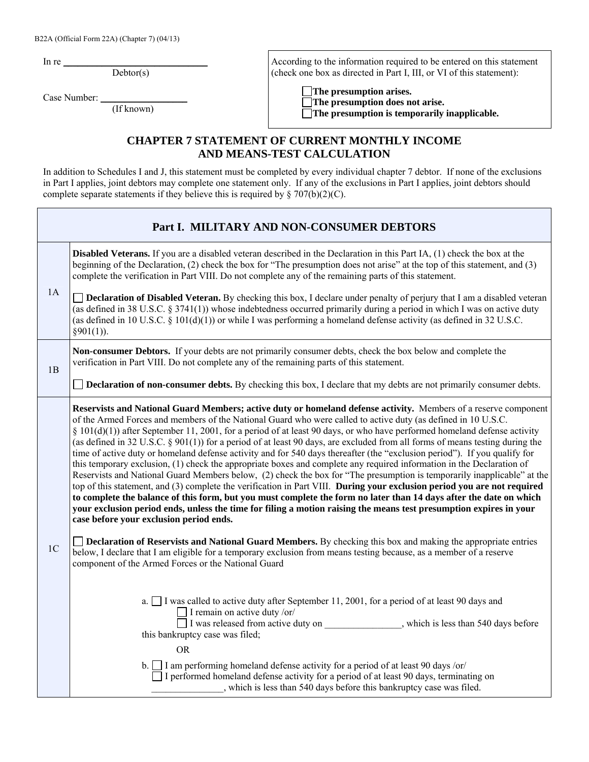B22A (Official Form 22A) (Chapter 7) (04/13)

In re ______________________________
Debtor(s)

Case Number: __________________
(If known)

According to the information required to be entered on this statement (check one box as directed in Part I, III, or VI of this statement):

☐ **The presumption arises.**
☐ **The presumption does not arise.**
☐ **The presumption is temporarily inapplicable.**

## CHAPTER 7 STATEMENT OF CURRENT MONTHLY INCOME AND MEANS-TEST CALCULATION

In addition to Schedules I and J, this statement must be completed by every individual chapter 7 debtor. If none of the exclusions in Part I applies, joint debtors may complete one statement only. If any of the exclusions in Part I applies, joint debtors should complete separate statements if they believe this is required by § 707(b)(2)(C).

### Part I. MILITARY AND NON-CONSUMER DEBTORS

**1A**

**Disabled Veterans.** If you are a disabled veteran described in the Declaration in this Part IA, (1) check the box at the beginning of the Declaration, (2) check the box for "The presumption does not arise" at the top of this statement, and (3) complete the verification in Part VIII. Do not complete any of the remaining parts of this statement.

☐ **Declaration of Disabled Veteran.** By checking this box, I declare under penalty of perjury that I am a disabled veteran (as defined in 38 U.S.C. § 3741(1)) whose indebtedness occurred primarily during a period in which I was on active duty (as defined in 10 U.S.C. § 101(d)(1)) or while I was performing a homeland defense activity (as defined in 32 U.S.C. §901(1)).

**1B**

**Non-consumer Debtors.** If your debts are not primarily consumer debts, check the box below and complete the verification in Part VIII. Do not complete any of the remaining parts of this statement.

☐ **Declaration of non-consumer debts.** By checking this box, I declare that my debts are not primarily consumer debts.

**1C**

**Reservists and National Guard Members; active duty or homeland defense activity.** Members of a reserve component of the Armed Forces and members of the National Guard who were called to active duty (as defined in 10 U.S.C. § 101(d)(1)) after September 11, 2001, for a period of at least 90 days, or who have performed homeland defense activity (as defined in 32 U.S.C. § 901(1)) for a period of at least 90 days, are excluded from all forms of means testing during the time of active duty or homeland defense activity and for 540 days thereafter (the "exclusion period"). If you qualify for this temporary exclusion, (1) check the appropriate boxes and complete any required information in the Declaration of Reservists and National Guard Members below, (2) check the box for "The presumption is temporarily inapplicable" at the top of this statement, and (3) complete the verification in Part VIII. **During your exclusion period you are not required to complete the balance of this form, but you must complete the form no later than 14 days after the date on which your exclusion period ends, unless the time for filing a motion raising the means test presumption expires in your case before your exclusion period ends.**

☐ **Declaration of Reservists and National Guard Members.** By checking this box and making the appropriate entries below, I declare that I am eligible for a temporary exclusion from means testing because, as a member of a reserve component of the Armed Forces or the National Guard

a. ☐ I was called to active duty after September 11, 2001, for a period of at least 90 days and
 ☐ I remain on active duty /or/
 ☐ I was released from active duty on ________________, which is less than 540 days before this bankruptcy case was filed;

OR

b. ☐ I am performing homeland defense activity for a period of at least 90 days /or/
 ☐ I performed homeland defense activity for a period of at least 90 days, terminating on _______________, which is less than 540 days before this bankruptcy case was filed.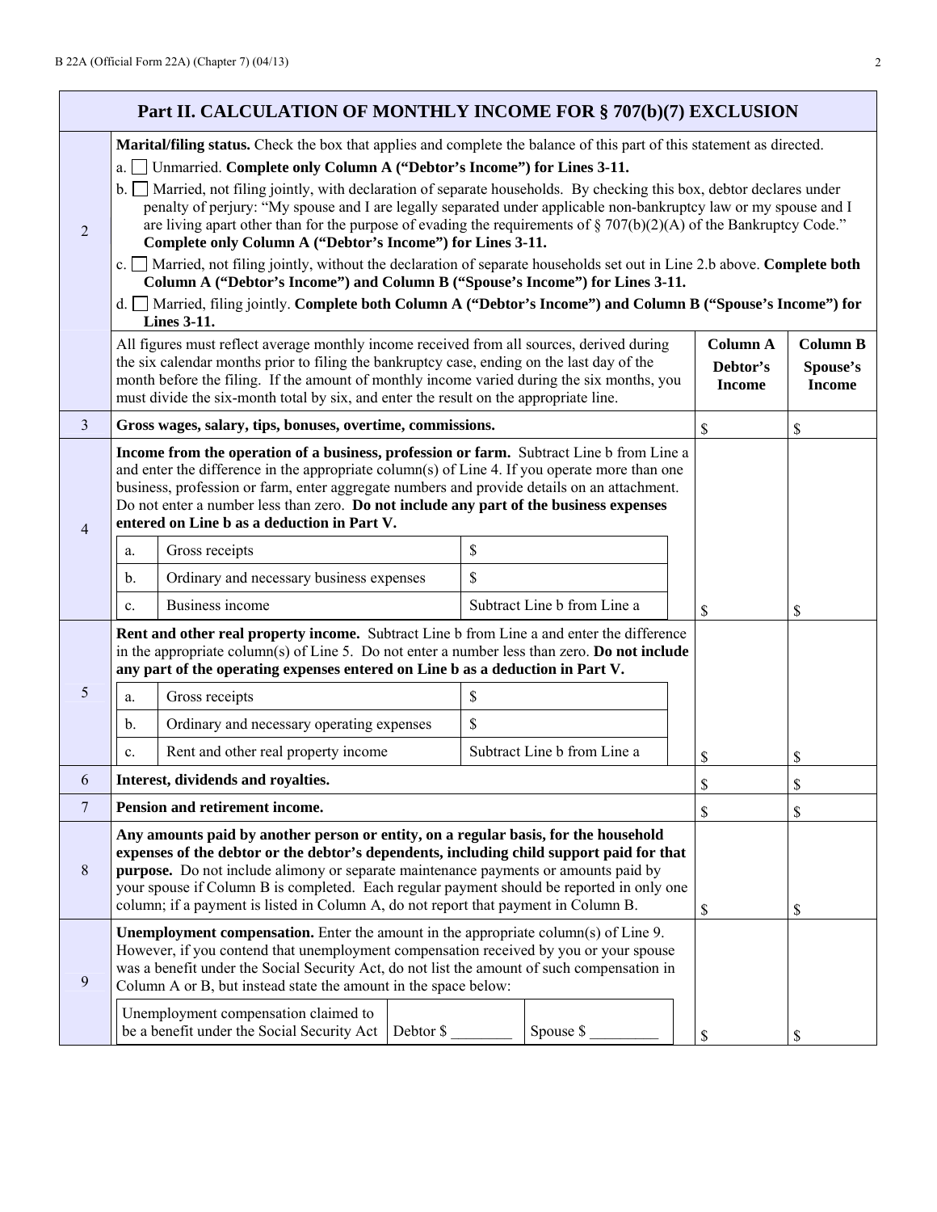## Part II. CALCULATION OF MONTHLY INCOME FOR § 707(b)(7) EXCLUSION

| | | | |
|---|---|---|---|
| 2 | **Marital/filing status.** Check the box that applies and complete the balance of this part of this statement as directed.<br>a. ☐ Unmarried. **Complete only Column A ("Debtor's Income") for Lines 3-11.**<br>b. ☐ Married, not filing jointly, with declaration of separate households. By checking this box, debtor declares under penalty of perjury: "My spouse and I are legally separated under applicable non-bankruptcy law or my spouse and I are living apart other than for the purpose of evading the requirements of § 707(b)(2)(A) of the Bankruptcy Code." **Complete only Column A ("Debtor's Income") for Lines 3-11.**<br>c. ☐ Married, not filing jointly, without the declaration of separate households set out in Line 2.b above. **Complete both Column A ("Debtor's Income") and Column B ("Spouse's Income") for Lines 3-11.**<br>d. ☐ Married, filing jointly. **Complete both Column A ("Debtor's Income") and Column B ("Spouse's Income") for Lines 3-11.** | | |
| | All figures must reflect average monthly income received from all sources, derived during the six calendar months prior to filing the bankruptcy case, ending on the last day of the month before the filing. If the amount of monthly income varied during the six months, you must divide the six-month total by six, and enter the result on the appropriate line. | **Column A Debtor's Income** | **Column B Spouse's Income** |
| 3 | **Gross wages, salary, tips, bonuses, overtime, commissions.** | $ | $ |
| 4 | **Income from the operation of a business, profession or farm.** Subtract Line b from Line a and enter the difference in the appropriate column(s) of Line 4. If you operate more than one business, profession or farm, enter aggregate numbers and provide details on an attachment. Do not enter a number less than zero. **Do not include any part of the business expenses entered on Line b as a deduction in Part V.**<br>a. Gross receipts — $<br>b. Ordinary and necessary business expenses — $<br>c. Business income — Subtract Line b from Line a | $ | $ |
| 5 | **Rent and other real property income.** Subtract Line b from Line a and enter the difference in the appropriate column(s) of Line 5. Do not enter a number less than zero. **Do not include any part of the operating expenses entered on Line b as a deduction in Part V.**<br>a. Gross receipts — $<br>b. Ordinary and necessary operating expenses — $<br>c. Rent and other real property income — Subtract Line b from Line a | $ | $ |
| 6 | **Interest, dividends and royalties.** | $ | $ |
| 7 | **Pension and retirement income.** | $ | $ |
| 8 | **Any amounts paid by another person or entity, on a regular basis, for the household expenses of the debtor or the debtor's dependents, including child support paid for that purpose.** Do not include alimony or separate maintenance payments or amounts paid by your spouse if Column B is completed. Each regular payment should be reported in only one column; if a payment is listed in Column A, do not report that payment in Column B. | $ | $ |
| 9 | **Unemployment compensation.** Enter the amount in the appropriate column(s) of Line 9. However, if you contend that unemployment compensation received by you or your spouse was a benefit under the Social Security Act, do not list the amount of such compensation in Column A or B, but instead state the amount in the space below:<br>Unemployment compensation claimed to be a benefit under the Social Security Act — Debtor $ ________ Spouse $ _________ | $ | $ |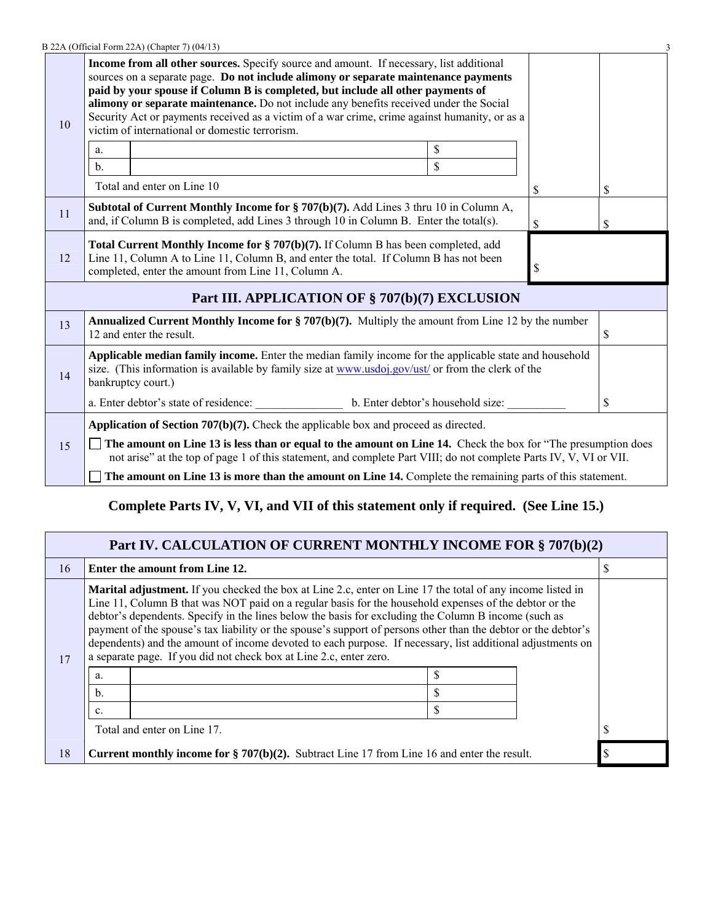| | | | |
|---|---|---|---|
| 10 | **Income from all other sources.** Specify source and amount. If necessary, list additional sources on a separate page. **Do not include alimony or separate maintenance payments paid by your spouse if Column B is completed, but include all other payments of alimony or separate maintenance.** Do not include any benefits received under the Social Security Act or payments received as a victim of a war crime, crime against humanity, or as a victim of international or domestic terrorism.<br>a. ______ $<br>b. ______ $<br>Total and enter on Line 10 | $ | $ |
| 11 | **Subtotal of Current Monthly Income for § 707(b)(7).** Add Lines 3 thru 10 in Column A, and, if Column B is completed, add Lines 3 through 10 in Column B. Enter the total(s). | $ | $ |
| 12 | **Total Current Monthly Income for § 707(b)(7).** If Column B has been completed, add Line 11, Column A to Line 11, Column B, and enter the total. If Column B has not been completed, enter the amount from Line 11, Column A. | $ | |

## Part III. APPLICATION OF § 707(b)(7) EXCLUSION

| | | |
|---|---|---|
| 13 | **Annualized Current Monthly Income for § 707(b)(7).** Multiply the amount from Line 12 by the number 12 and enter the result. | $ |
| 14 | **Applicable median family income.** Enter the median family income for the applicable state and household size. (This information is available by family size at www.usdoj.gov/ust/ or from the clerk of the bankruptcy court.)<br>a. Enter debtor's state of residence: _______________ b. Enter debtor's household size: __________ | $ |
| 15 | **Application of Section 707(b)(7).** Check the applicable box and proceed as directed.<br>☐ **The amount on Line 13 is less than or equal to the amount on Line 14.** Check the box for "The presumption does not arise" at the top of page 1 of this statement, and complete Part VIII; do not complete Parts IV, V, VI or VII.<br>☐ **The amount on Line 13 is more than the amount on Line 14.** Complete the remaining parts of this statement. | |

**Complete Parts IV, V, VI, and VII of this statement only if required. (See Line 15.)**

## Part IV. CALCULATION OF CURRENT MONTHLY INCOME FOR § 707(b)(2)

| | | |
|---|---|---|
| 16 | **Enter the amount from Line 12.** | $ |
| 17 | **Marital adjustment.** If you checked the box at Line 2.c, enter on Line 17 the total of any income listed in Line 11, Column B that was NOT paid on a regular basis for the household expenses of the debtor or the debtor's dependents. Specify in the lines below the basis for excluding the Column B income (such as payment of the spouse's tax liability or the spouse's support of persons other than the debtor or the debtor's dependents) and the amount of income devoted to each purpose. If necessary, list additional adjustments on a separate page. If you did not check box at Line 2.c, enter zero.<br>a. ______ $<br>b. ______ $<br>c. ______ $<br>Total and enter on Line 17. | $ |
| 18 | **Current monthly income for § 707(b)(2).** Subtract Line 17 from Line 16 and enter the result. | $ |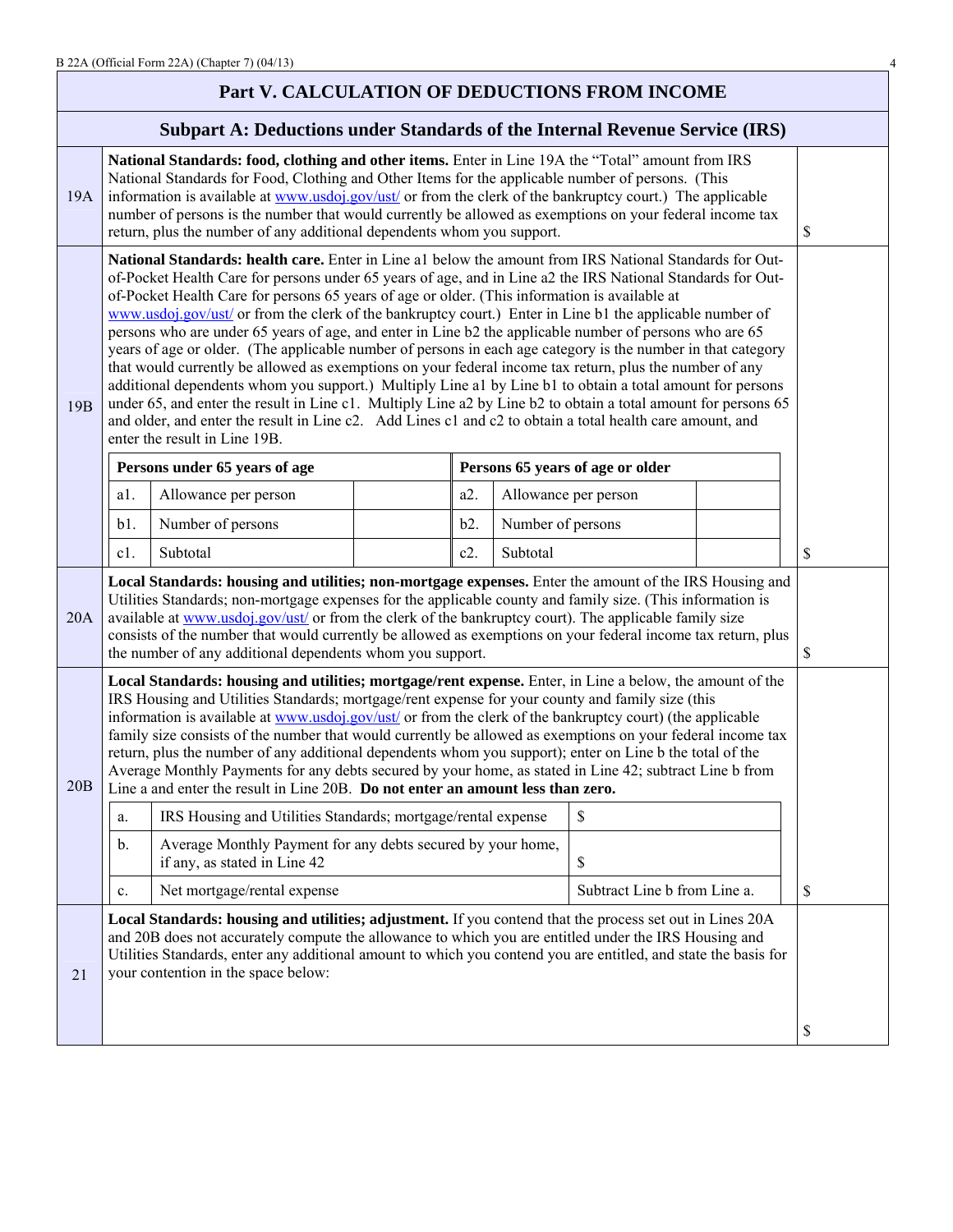## Part V. CALCULATION OF DEDUCTIONS FROM INCOME

### Subpart A: Deductions under Standards of the Internal Revenue Service (IRS)

| | | |
|---|---|---|
| 19A | **National Standards: food, clothing and other items.** Enter in Line 19A the "Total" amount from IRS National Standards for Food, Clothing and Other Items for the applicable number of persons. (This information is available at www.usdoj.gov/ust/ or from the clerk of the bankruptcy court.) The applicable number of persons is the number that would currently be allowed as exemptions on your federal income tax return, plus the number of any additional dependents whom you support. | $ |
| 19B | **National Standards: health care.** Enter in Line a1 below the amount from IRS National Standards for Out-of-Pocket Health Care for persons under 65 years of age, and in Line a2 the IRS National Standards for Out-of-Pocket Health Care for persons 65 years of age or older. (This information is available at www.usdoj.gov/ust/ or from the clerk of the bankruptcy court.) Enter in Line b1 the applicable number of persons who are under 65 years of age, and enter in Line b2 the applicable number of persons who are 65 years of age or older. (The applicable number of persons in each age category is the number in that category that would currently be allowed as exemptions on your federal income tax return, plus the number of any additional dependents whom you support.) Multiply Line a1 by Line b1 to obtain a total amount for persons under 65, and enter the result in Line c1. Multiply Line a2 by Line b2 to obtain a total amount for persons 65 and older, and enter the result in Line c2. Add Lines c1 and c2 to obtain a total health care amount, and enter the result in Line 19B. | $ |

| Persons under 65 years of age | | | Persons 65 years of age or older | | |
|---|---|---|---|---|---|
| a1. | Allowance per person | | a2. | Allowance per person | |
| b1. | Number of persons | | b2. | Number of persons | |
| c1. | Subtotal | | c2. | Subtotal | |

| | | |
|---|---|---|
| 20A | **Local Standards: housing and utilities; non-mortgage expenses.** Enter the amount of the IRS Housing and Utilities Standards; non-mortgage expenses for the applicable county and family size. (This information is available at www.usdoj.gov/ust/ or from the clerk of the bankruptcy court). The applicable family size consists of the number that would currently be allowed as exemptions on your federal income tax return, plus the number of any additional dependents whom you support. | $ |
| 20B | **Local Standards: housing and utilities; mortgage/rent expense.** Enter, in Line a below, the amount of the IRS Housing and Utilities Standards; mortgage/rent expense for your county and family size (this information is available at www.usdoj.gov/ust/ or from the clerk of the bankruptcy court) (the applicable family size consists of the number that would currently be allowed as exemptions on your federal income tax return, plus the number of any additional dependents whom you support); enter on Line b the total of the Average Monthly Payments for any debts secured by your home, as stated in Line 42; subtract Line b from Line a and enter the result in Line 20B. **Do not enter an amount less than zero.** | $ |

| | | |
|---|---|---|
| a. | IRS Housing and Utilities Standards; mortgage/rental expense | $ |
| b. | Average Monthly Payment for any debts secured by your home, if any, as stated in Line 42 | $ |
| c. | Net mortgage/rental expense | Subtract Line b from Line a. |

| | | |
|---|---|---|
| 21 | **Local Standards: housing and utilities; adjustment.** If you contend that the process set out in Lines 20A and 20B does not accurately compute the allowance to which you are entitled under the IRS Housing and Utilities Standards, enter any additional amount to which you contend you are entitled, and state the basis for your contention in the space below: | $ |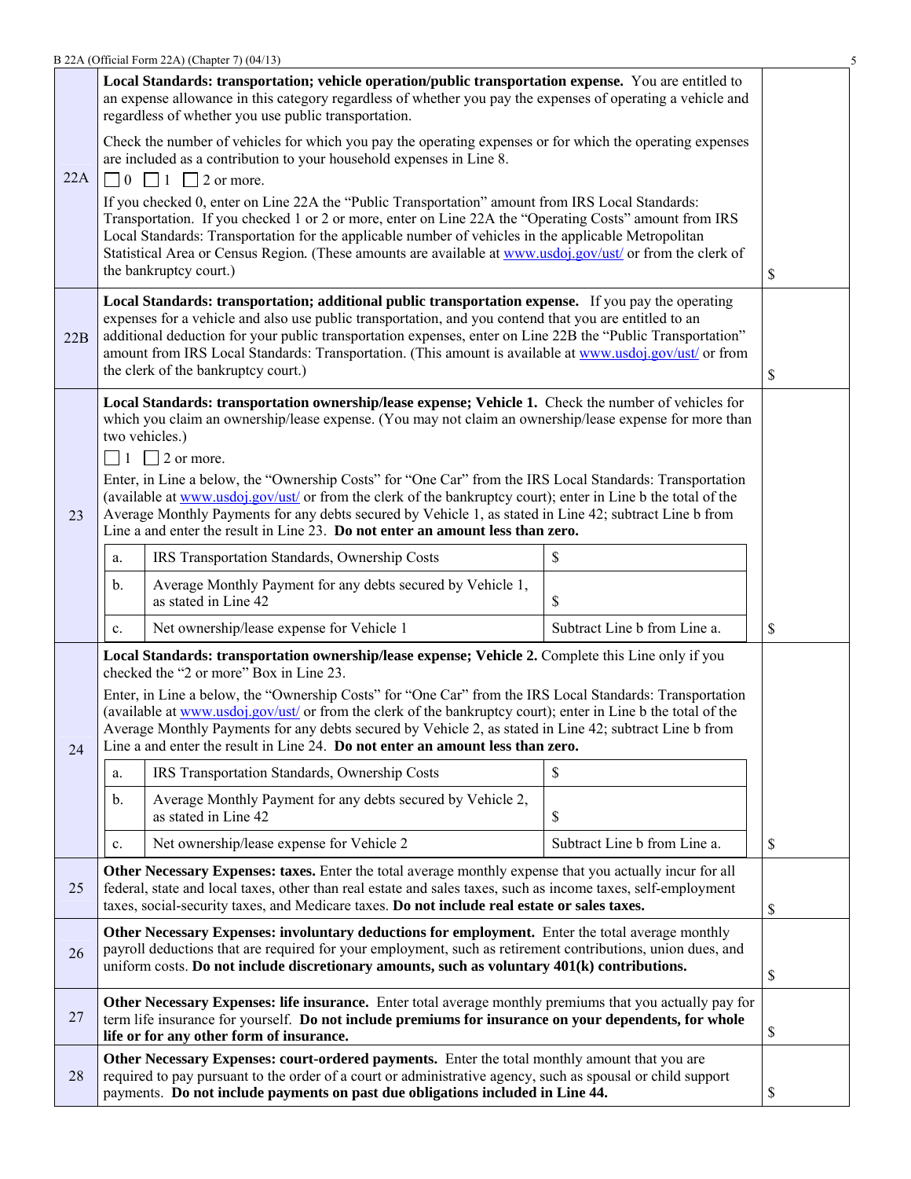| | | |
|---|---|---|
| 22A | **Local Standards: transportation; vehicle operation/public transportation expense.** You are entitled to an expense allowance in this category regardless of whether you pay the expenses of operating a vehicle and regardless of whether you use public transportation.<br><br>Check the number of vehicles for which you pay the operating expenses or for which the operating expenses are included as a contribution to your household expenses in Line 8.<br>☐ 0 ☐ 1 ☐ 2 or more.<br><br>If you checked 0, enter on Line 22A the "Public Transportation" amount from IRS Local Standards: Transportation. If you checked 1 or 2 or more, enter on Line 22A the "Operating Costs" amount from IRS Local Standards: Transportation for the applicable number of vehicles in the applicable Metropolitan Statistical Area or Census Region. (These amounts are available at www.usdoj.gov/ust/ or from the clerk of the bankruptcy court.) | $ |
| 22B | **Local Standards: transportation; additional public transportation expense.** If you pay the operating expenses for a vehicle and also use public transportation, and you contend that you are entitled to an additional deduction for your public transportation expenses, enter on Line 22B the "Public Transportation" amount from IRS Local Standards: Transportation. (This amount is available at www.usdoj.gov/ust/ or from the clerk of the bankruptcy court.) | $ |
| 23 | **Local Standards: transportation ownership/lease expense; Vehicle 1.** Check the number of vehicles for which you claim an ownership/lease expense. (You may not claim an ownership/lease expense for more than two vehicles.)<br>☐ 1 ☐ 2 or more.<br><br>Enter, in Line a below, the "Ownership Costs" for "One Car" from the IRS Local Standards: Transportation (available at www.usdoj.gov/ust/ or from the clerk of the bankruptcy court); enter in Line b the total of the Average Monthly Payments for any debts secured by Vehicle 1, as stated in Line 42; subtract Line b from Line a and enter the result in Line 23. **Do not enter an amount less than zero.**<br><br>a. IRS Transportation Standards, Ownership Costs — $<br>b. Average Monthly Payment for any debts secured by Vehicle 1, as stated in Line 42 — $<br>c. Net ownership/lease expense for Vehicle 1 — Subtract Line b from Line a. | $ |
| 24 | **Local Standards: transportation ownership/lease expense; Vehicle 2.** Complete this Line only if you checked the "2 or more" Box in Line 23.<br><br>Enter, in Line a below, the "Ownership Costs" for "One Car" from the IRS Local Standards: Transportation (available at www.usdoj.gov/ust/ or from the clerk of the bankruptcy court); enter in Line b the total of the Average Monthly Payments for any debts secured by Vehicle 2, as stated in Line 42; subtract Line b from Line a and enter the result in Line 24. **Do not enter an amount less than zero.**<br><br>a. IRS Transportation Standards, Ownership Costs — $<br>b. Average Monthly Payment for any debts secured by Vehicle 2, as stated in Line 42 — $<br>c. Net ownership/lease expense for Vehicle 2 — Subtract Line b from Line a. | $ |
| 25 | **Other Necessary Expenses: taxes.** Enter the total average monthly expense that you actually incur for all federal, state and local taxes, other than real estate and sales taxes, such as income taxes, self-employment taxes, social-security taxes, and Medicare taxes. **Do not include real estate or sales taxes.** | $ |
| 26 | **Other Necessary Expenses: involuntary deductions for employment.** Enter the total average monthly payroll deductions that are required for your employment, such as retirement contributions, union dues, and uniform costs. **Do not include discretionary amounts, such as voluntary 401(k) contributions.** | $ |
| 27 | **Other Necessary Expenses: life insurance.** Enter total average monthly premiums that you actually pay for term life insurance for yourself. **Do not include premiums for insurance on your dependents, for whole life or for any other form of insurance.** | $ |
| 28 | **Other Necessary Expenses: court-ordered payments.** Enter the total monthly amount that you are required to pay pursuant to the order of a court or administrative agency, such as spousal or child support payments. **Do not include payments on past due obligations included in Line 44.** | $ |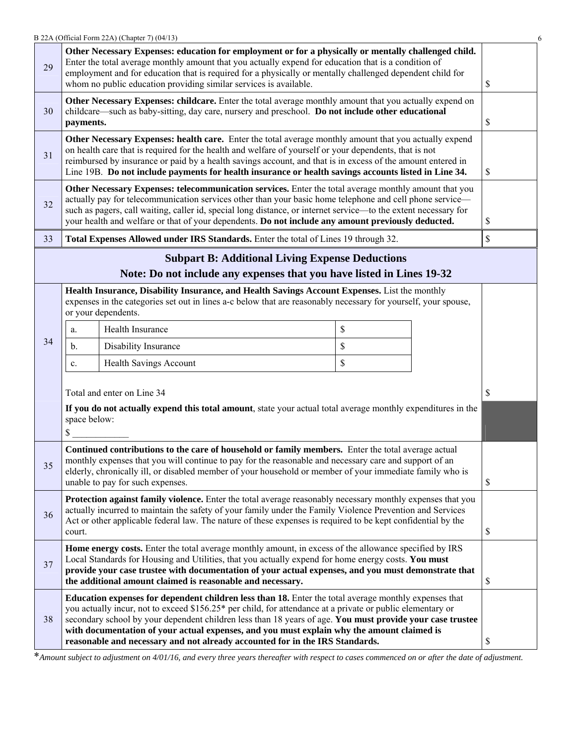| | | |
|---|---|---|
| 29 | **Other Necessary Expenses: education for employment or for a physically or mentally challenged child.** Enter the total average monthly amount that you actually expend for education that is a condition of employment and for education that is required for a physically or mentally challenged dependent child for whom no public education providing similar services is available. | $ |
| 30 | **Other Necessary Expenses: childcare.** Enter the total average monthly amount that you actually expend on childcare—such as baby-sitting, day care, nursery and preschool. **Do not include other educational payments.** | $ |
| 31 | **Other Necessary Expenses: health care.** Enter the total average monthly amount that you actually expend on health care that is required for the health and welfare of yourself or your dependents, that is not reimbursed by insurance or paid by a health savings account, and that is in excess of the amount entered in Line 19B. **Do not include payments for health insurance or health savings accounts listed in Line 34.** | $ |
| 32 | **Other Necessary Expenses: telecommunication services.** Enter the total average monthly amount that you actually pay for telecommunication services other than your basic home telephone and cell phone service—such as pagers, call waiting, caller id, special long distance, or internet service—to the extent necessary for your health and welfare or that of your dependents. **Do not include any amount previously deducted.** | $ |
| 33 | **Total Expenses Allowed under IRS Standards.** Enter the total of Lines 19 through 32. | $ |

## Subpart B: Additional Living Expense Deductions

## Note: Do not include any expenses that you have listed in Lines 19-32

| | | |
|---|---|---|
| 34 | **Health Insurance, Disability Insurance, and Health Savings Account Expenses.** List the monthly expenses in the categories set out in lines a-c below that are reasonably necessary for yourself, your spouse, or your dependents.<br><br>a. Health Insurance $<br>b. Disability Insurance $<br>c. Health Savings Account $<br><br>Total and enter on Line 34 | $ |
| | **If you do not actually expend this total amount**, state your actual total average monthly expenditures in the space below:<br>$ ____________ | |
| 35 | **Continued contributions to the care of household or family members.** Enter the total average actual monthly expenses that you will continue to pay for the reasonable and necessary care and support of an elderly, chronically ill, or disabled member of your household or member of your immediate family who is unable to pay for such expenses. | $ |
| 36 | **Protection against family violence.** Enter the total average reasonably necessary monthly expenses that you actually incurred to maintain the safety of your family under the Family Violence Prevention and Services Act or other applicable federal law. The nature of these expenses is required to be kept confidential by the court. | $ |
| 37 | **Home energy costs.** Enter the total average monthly amount, in excess of the allowance specified by IRS Local Standards for Housing and Utilities, that you actually expend for home energy costs. **You must provide your case trustee with documentation of your actual expenses, and you must demonstrate that the additional amount claimed is reasonable and necessary.** | $ |
| 38 | **Education expenses for dependent children less than 18.** Enter the total average monthly expenses that you actually incur, not to exceed $156.25* per child, for attendance at a private or public elementary or secondary school by your dependent children less than 18 years of age. **You must provide your case trustee with documentation of your actual expenses, and you must explain why the amount claimed is reasonable and necessary and not already accounted for in the IRS Standards.** | $ |

**Amount subject to adjustment on 4/01/16, and every three years thereafter with respect to cases commenced on or after the date of adjustment.*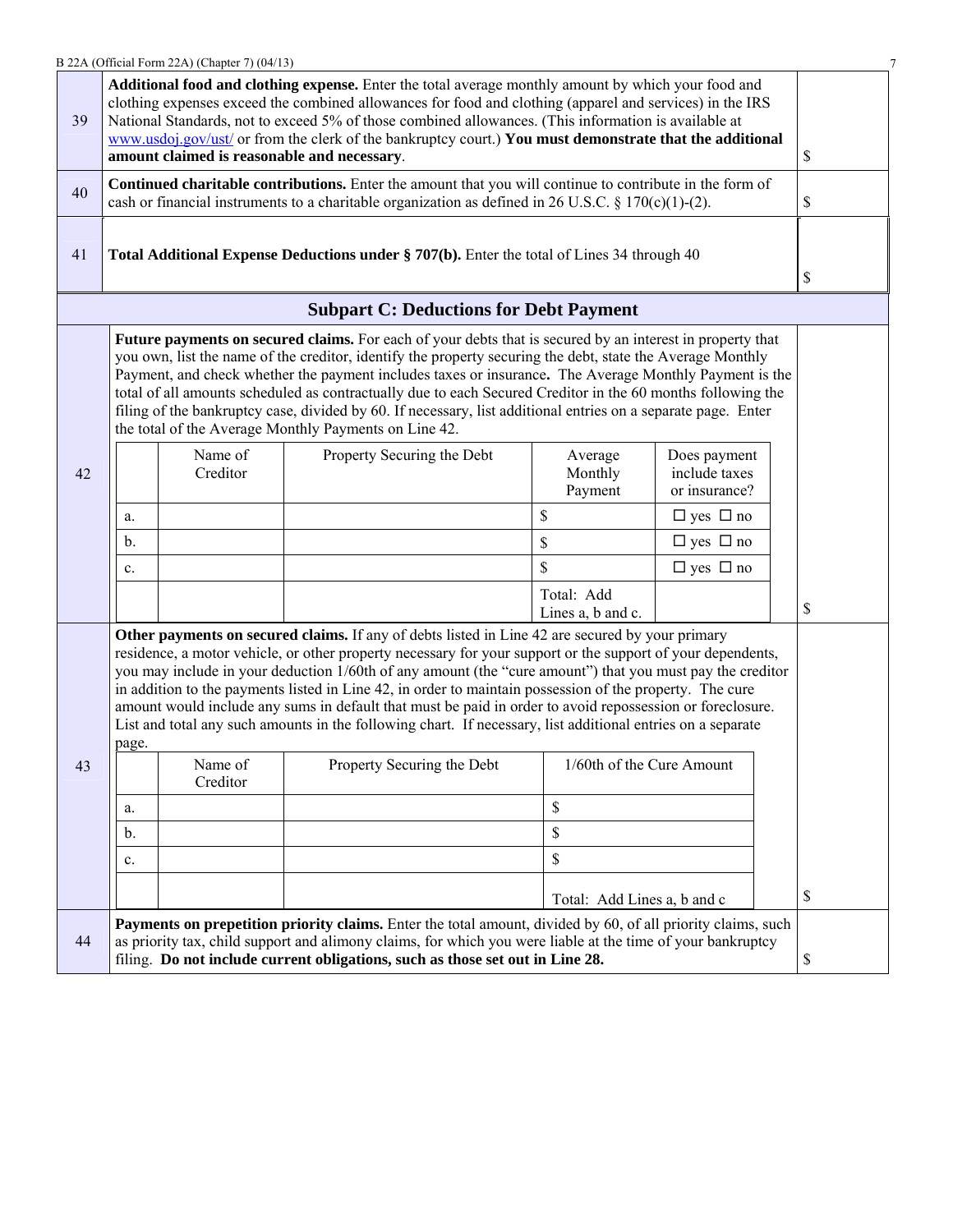| | | |
|---|---|---|
| 39 | **Additional food and clothing expense.** Enter the total average monthly amount by which your food and clothing expenses exceed the combined allowances for food and clothing (apparel and services) in the IRS National Standards, not to exceed 5% of those combined allowances. (This information is available at www.usdoj.gov/ust/ or from the clerk of the bankruptcy court.) **You must demonstrate that the additional amount claimed is reasonable and necessary**. | $ |
| 40 | **Continued charitable contributions.** Enter the amount that you will continue to contribute in the form of cash or financial instruments to a charitable organization as defined in 26 U.S.C. § 170(c)(1)-(2). | $ |
| 41 | **Total Additional Expense Deductions under § 707(b).** Enter the total of Lines 34 through 40 | $ |

## Subpart C: Deductions for Debt Payment

**42** — **Future payments on secured claims.** For each of your debts that is secured by an interest in property that you own, list the name of the creditor, identify the property securing the debt, state the Average Monthly Payment, and check whether the payment includes taxes or insurance**.** The Average Monthly Payment is the total of all amounts scheduled as contractually due to each Secured Creditor in the 60 months following the filing of the bankruptcy case, divided by 60. If necessary, list additional entries on a separate page. Enter the total of the Average Monthly Payments on Line 42.

| | Name of Creditor | Property Securing the Debt | Average Monthly Payment | Does payment include taxes or insurance? |
|---|---|---|---|---|
| a. | | | $ | ☐ yes ☐ no |
| b. | | | $ | ☐ yes ☐ no |
| c. | | | $ | ☐ yes ☐ no |
| | | | Total: Add Lines a, b and c. | |

Line 42 total: $

**43** — **Other payments on secured claims.** If any of debts listed in Line 42 are secured by your primary residence, a motor vehicle, or other property necessary for your support or the support of your dependents, you may include in your deduction 1/60th of any amount (the "cure amount") that you must pay the creditor in addition to the payments listed in Line 42, in order to maintain possession of the property. The cure amount would include any sums in default that must be paid in order to avoid repossession or foreclosure. List and total any such amounts in the following chart. If necessary, list additional entries on a separate page.

| | Name of Creditor | Property Securing the Debt | 1/60th of the Cure Amount |
|---|---|---|---|
| a. | | | $ |
| b. | | | $ |
| c. | | | $ |
| | | | Total: Add Lines a, b and c |

Line 43 total: $

| | | |
|---|---|---|
| 44 | **Payments on prepetition priority claims.** Enter the total amount, divided by 60, of all priority claims, such as priority tax, child support and alimony claims, for which you were liable at the time of your bankruptcy filing. **Do not include current obligations, such as those set out in Line 28.** | $ |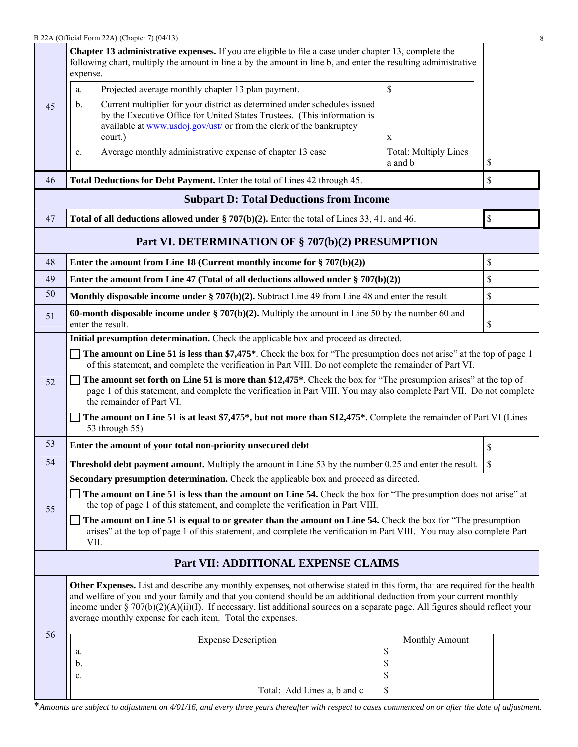| | | |
|---|---|---|
| 45 | **Chapter 13 administrative expenses.** If you are eligible to file a case under chapter 13, complete the following chart, multiply the amount in line a by the amount in line b, and enter the resulting administrative expense.<br><br>a. Projected average monthly chapter 13 plan payment. — $<br>b. Current multiplier for your district as determined under schedules issued by the Executive Office for United States Trustees. (This information is available at www.usdoj.gov/ust/ or from the clerk of the bankruptcy court.) — x<br>c. Average monthly administrative expense of chapter 13 case — Total: Multiply Lines a and b | $ |
| 46 | **Total Deductions for Debt Payment.** Enter the total of Lines 42 through 45. | $ |

## Subpart D: Total Deductions from Income

| | | |
|---|---|---|
| 47 | **Total of all deductions allowed under § 707(b)(2).** Enter the total of Lines 33, 41, and 46. | $ |

## Part VI. DETERMINATION OF § 707(b)(2) PRESUMPTION

| | | |
|---|---|---|
| 48 | **Enter the amount from Line 18 (Current monthly income for § 707(b)(2))** | $ |
| 49 | **Enter the amount from Line 47 (Total of all deductions allowed under § 707(b)(2))** | $ |
| 50 | **Monthly disposable income under § 707(b)(2).** Subtract Line 49 from Line 48 and enter the result | $ |
| 51 | **60-month disposable income under § 707(b)(2).** Multiply the amount in Line 50 by the number 60 and enter the result. | $ |
| 52 | **Initial presumption determination.** Check the applicable box and proceed as directed.<br>☐ **The amount on Line 51 is less than $7,475*.** Check the box for "The presumption does not arise" at the top of page 1 of this statement, and complete the verification in Part VIII. Do not complete the remainder of Part VI.<br>☐ **The amount set forth on Line 51 is more than $12,475*.** Check the box for "The presumption arises" at the top of page 1 of this statement, and complete the verification in Part VIII. You may also complete Part VII. Do not complete the remainder of Part VI.<br>☐ **The amount on Line 51 is at least $7,475*, but not more than $12,475*.** Complete the remainder of Part VI (Lines 53 through 55). | |
| 53 | **Enter the amount of your total non-priority unsecured debt** | $ |
| 54 | **Threshold debt payment amount.** Multiply the amount in Line 53 by the number 0.25 and enter the result. | $ |
| 55 | **Secondary presumption determination.** Check the applicable box and proceed as directed.<br>☐ **The amount on Line 51 is less than the amount on Line 54.** Check the box for "The presumption does not arise" at the top of page 1 of this statement, and complete the verification in Part VIII.<br>☐ **The amount on Line 51 is equal to or greater than the amount on Line 54.** Check the box for "The presumption arises" at the top of page 1 of this statement, and complete the verification in Part VIII. You may also complete Part VII. | |

## Part VII: ADDITIONAL EXPENSE CLAIMS

**56** — **Other Expenses.** List and describe any monthly expenses, not otherwise stated in this form, that are required for the health and welfare of you and your family and that you contend should be an additional deduction from your current monthly income under § 707(b)(2)(A)(ii)(I). If necessary, list additional sources on a separate page. All figures should reflect your average monthly expense for each item. Total the expenses.

| | Expense Description | Monthly Amount |
|---|---|---|
| a. | | $ |
| b. | | $ |
| c. | | $ |
| | Total: Add Lines a, b and c | $ |

**Amounts are subject to adjustment on 4/01/16, and every three years thereafter with respect to cases commenced on or after the date of adjustment.*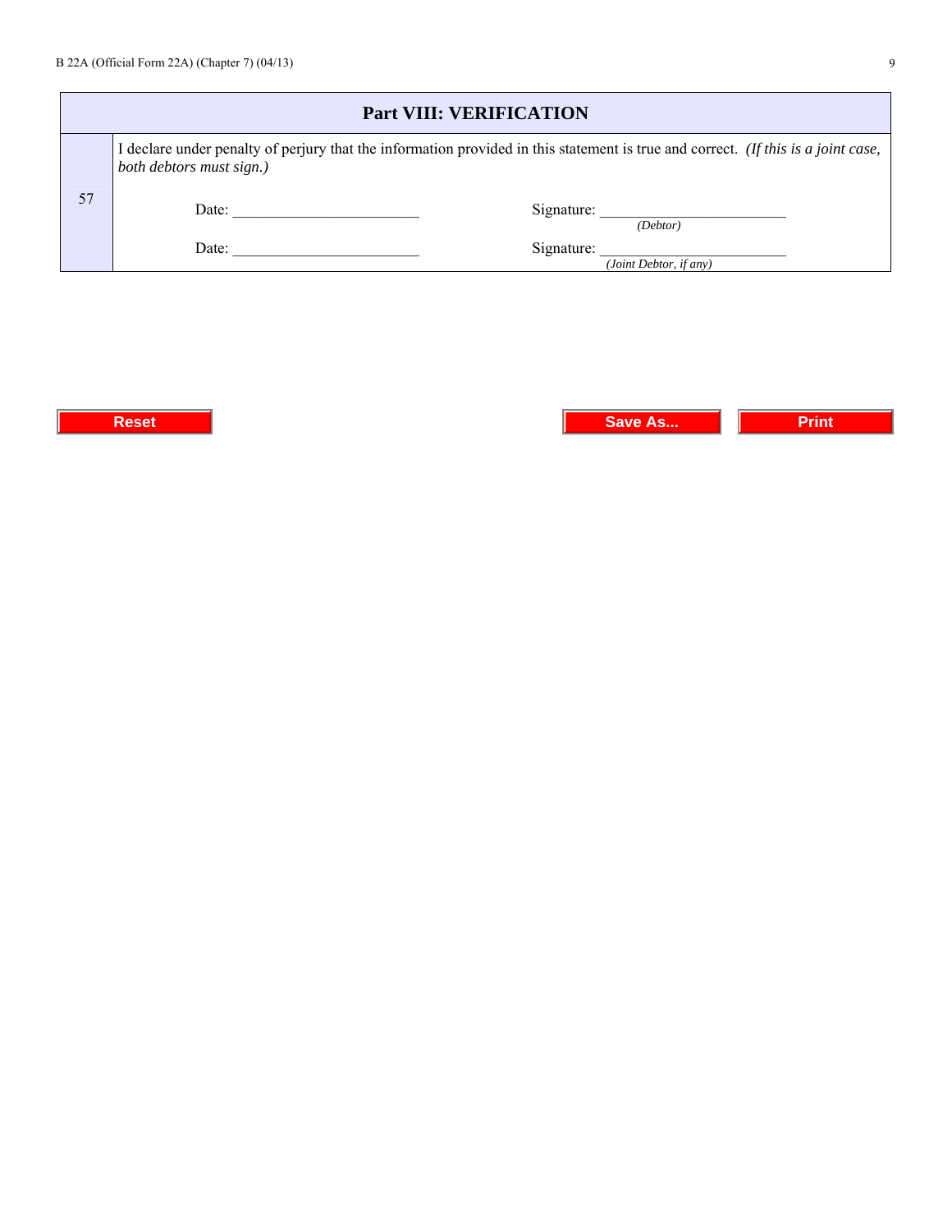## Part VIII: VERIFICATION

| | |
|---|---|
| 57 | I declare under penalty of perjury that the information provided in this statement is true and correct. *(If this is a joint case, both debtors must sign.)*<br><br>Date: ________________________ Signature: ________________________ *(Debtor)*<br><br>Date: ________________________ Signature: ________________________ *(Joint Debtor, if any)* |

Reset

Save As...

Print